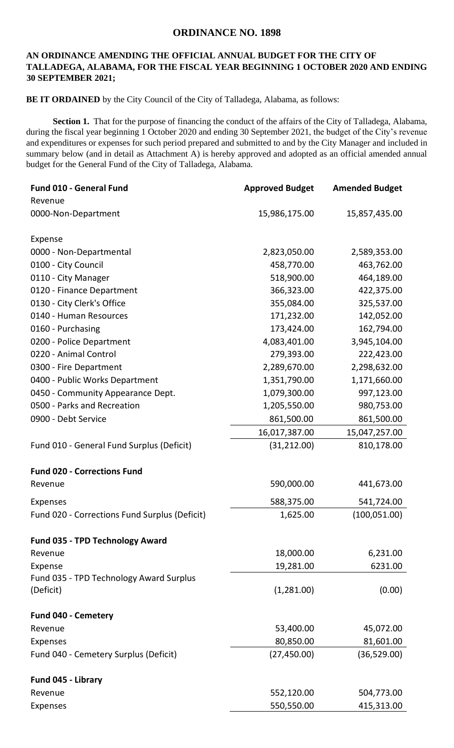# ORDINANCE NO. 1898

**AN ORDINANCE AMENDING THE OFFICIAL ANNUAL BUDGET FOR THE CITY OF TALLADEGA, ALABAMA, FOR THE FISCAL YEAR BEGINNING 1 OCTOBER 2020 AND ENDING 30 SEPTEMBER 2021;**

**BE IT ORDAINED** by the City Council of the City of Talladega, Alabama, as follows:

**Section 1.** That for the purpose of financing the conduct of the affairs of the City of Talladega, Alabama, during the fiscal year beginning 1 October 2020 and ending 30 September 2021, the budget of the City's revenue and expenditures or expenses for such period prepared and submitted to and by the City Manager and included in summary below (and in detail as Attachment A) is hereby approved and adopted as an official amended annual budget for the General Fund of the City of Talladega, Alabama.

| **Fund 010 - General Fund** | **Approved Budget** | **Amended Budget** |
|---|---|---|
| Revenue | | |
| 0000-Non-Department | 15,986,175.00 | 15,857,435.00 |
| | | |
| Expense | | |
| 0000 - Non-Departmental | 2,823,050.00 | 2,589,353.00 |
| 0100 - City Council | 458,770.00 | 463,762.00 |
| 0110 - City Manager | 518,900.00 | 464,189.00 |
| 0120 - Finance Department | 366,323.00 | 422,375.00 |
| 0130 - City Clerk's Office | 355,084.00 | 325,537.00 |
| 0140 - Human Resources | 171,232.00 | 142,052.00 |
| 0160 - Purchasing | 173,424.00 | 162,794.00 |
| 0200 - Police Department | 4,083,401.00 | 3,945,104.00 |
| 0220 - Animal Control | 279,393.00 | 222,423.00 |
| 0300 - Fire Department | 2,289,670.00 | 2,298,632.00 |
| 0400 - Public Works Department | 1,351,790.00 | 1,171,660.00 |
| 0450 - Community Appearance Dept. | 1,079,300.00 | 997,123.00 |
| 0500 - Parks and Recreation | 1,205,550.00 | 980,753.00 |
| 0900 - Debt Service | 861,500.00 | 861,500.00 |
| | 16,017,387.00 | 15,047,257.00 |
| Fund 010 - General Fund Surplus (Deficit) | (31,212.00) | 810,178.00 |
| | | |
| **Fund 020 - Corrections Fund** | | |
| Revenue | 590,000.00 | 441,673.00 |
| Expenses | 588,375.00 | 541,724.00 |
| Fund 020 - Corrections Fund Surplus (Deficit) | 1,625.00 | (100,051.00) |
| | | |
| **Fund 035 - TPD Technology Award** | | |
| Revenue | 18,000.00 | 6,231.00 |
| Expense | 19,281.00 | 6231.00 |
| Fund 035 - TPD Technology Award Surplus (Deficit) | (1,281.00) | (0.00) |
| | | |
| **Fund 040 - Cemetery** | | |
| Revenue | 53,400.00 | 45,072.00 |
| Expenses | 80,850.00 | 81,601.00 |
| Fund 040 - Cemetery Surplus (Deficit) | (27,450.00) | (36,529.00) |
| | | |
| **Fund 045 - Library** | | |
| Revenue | 552,120.00 | 504,773.00 |
| Expenses | 550,550.00 | 415,313.00 |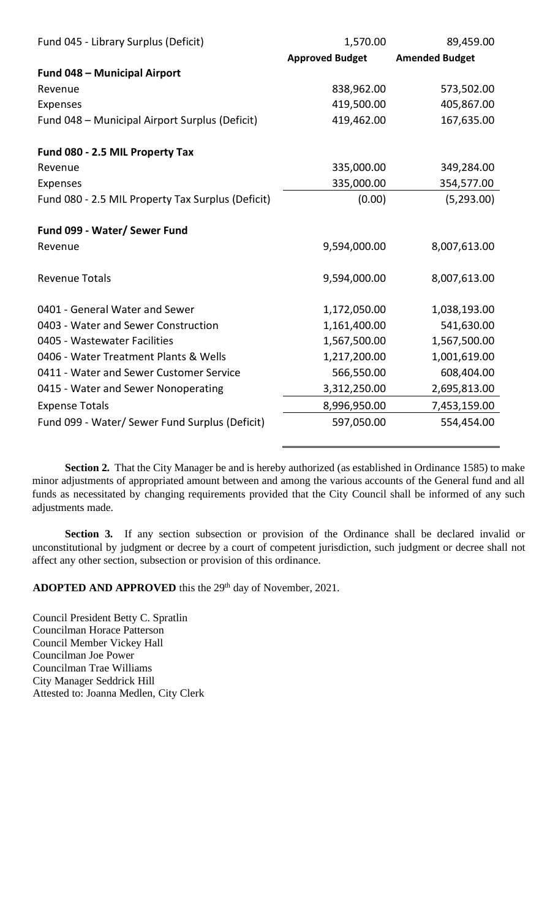| | Approved Budget | Amended Budget |
|---|---|---|
| Fund 045 - Library Surplus (Deficit) | 1,570.00 | 89,459.00 |
| **Fund 048 – Municipal Airport** | | |
| Revenue | 838,962.00 | 573,502.00 |
| Expenses | 419,500.00 | 405,867.00 |
| Fund 048 – Municipal Airport Surplus (Deficit) | 419,462.00 | 167,635.00 |
| | | |
| **Fund 080 - 2.5 MIL Property Tax** | | |
| Revenue | 335,000.00 | 349,284.00 |
| Expenses | 335,000.00 | 354,577.00 |
| Fund 080 - 2.5 MIL Property Tax Surplus (Deficit) | (0.00) | (5,293.00) |
| | | |
| **Fund 099 - Water/ Sewer Fund** | | |
| Revenue | 9,594,000.00 | 8,007,613.00 |
| | | |
| Revenue Totals | 9,594,000.00 | 8,007,613.00 |
| | | |
| 0401 - General Water and Sewer | 1,172,050.00 | 1,038,193.00 |
| 0403 - Water and Sewer Construction | 1,161,400.00 | 541,630.00 |
| 0405 - Wastewater Facilities | 1,567,500.00 | 1,567,500.00 |
| 0406 - Water Treatment Plants & Wells | 1,217,200.00 | 1,001,619.00 |
| 0411 - Water and Sewer Customer Service | 566,550.00 | 608,404.00 |
| 0415 - Water and Sewer Nonoperating | 3,312,250.00 | 2,695,813.00 |
| Expense Totals | 8,996,950.00 | 7,453,159.00 |
| Fund 099 - Water/ Sewer Fund Surplus (Deficit) | 597,050.00 | 554,454.00 |

**Section 2.** That the City Manager be and is hereby authorized (as established in Ordinance 1585) to make minor adjustments of appropriated amount between and among the various accounts of the General fund and all funds as necessitated by changing requirements provided that the City Council shall be informed of any such adjustments made.

**Section 3.** If any section subsection or provision of the Ordinance shall be declared invalid or unconstitutional by judgment or decree by a court of competent jurisdiction, such judgment or decree shall not affect any other section, subsection or provision of this ordinance.

**ADOPTED AND APPROVED** this the 29th day of November, 2021.

Council President Betty C. Spratlin
Councilman Horace Patterson
Council Member Vickey Hall
Councilman Joe Power
Councilman Trae Williams
City Manager Seddrick Hill
Attested to: Joanna Medlen, City Clerk